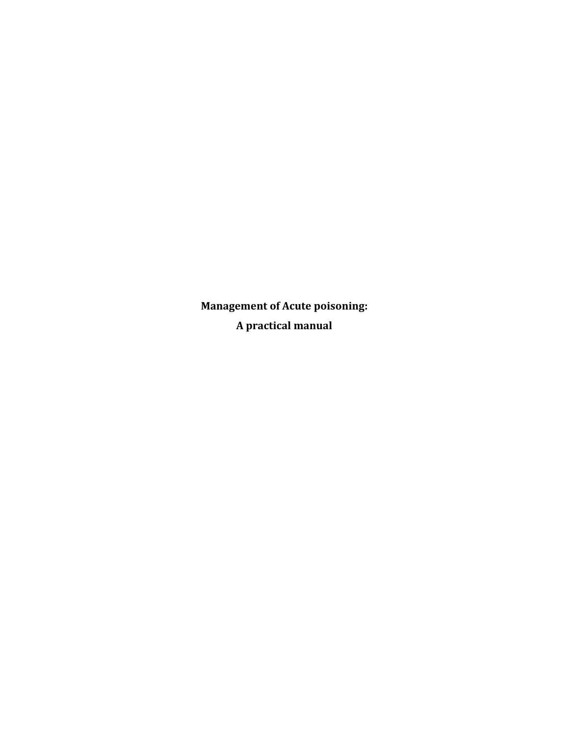# Management of Acute poisoning:

# A practical manual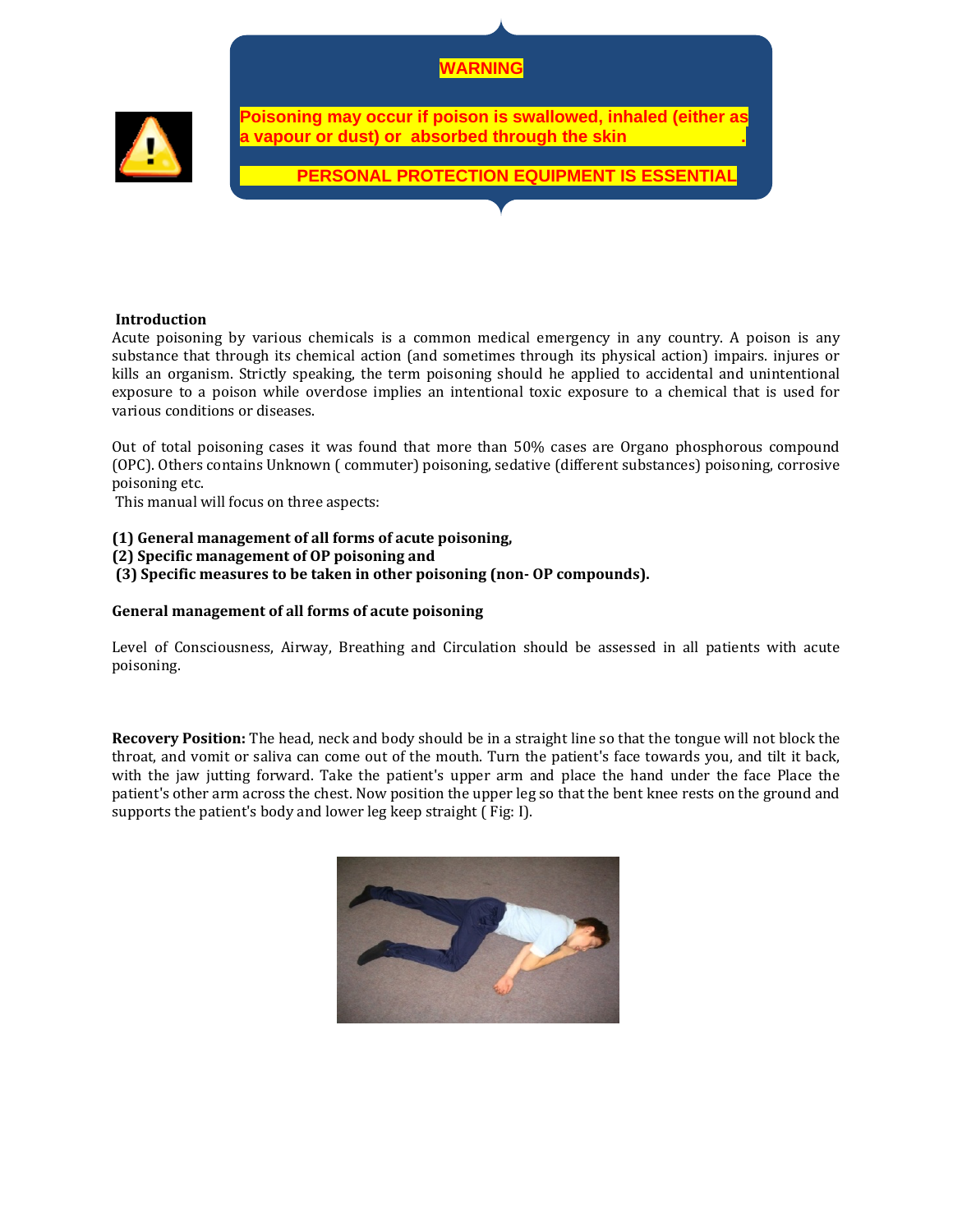**WARNING**

**Poisoning may occur if poison is swallowed, inhaled (either as a vapour or dust) or absorbed through the skin.**

**PERSONAL PROTECTION EQUIPMENT IS ESSENTIAL**

**Introduction**

Acute poisoning by various chemicals is a common medical emergency in any country. A poison is any substance that through its chemical action (and sometimes through its physical action) impairs. injures or kills an organism. Strictly speaking, the term poisoning should he applied to accidental and unintentional exposure to a poison while overdose implies an intentional toxic exposure to a chemical that is used for various conditions or diseases.

Out of total poisoning cases it was found that more than 50% cases are Organo phosphorous compound (OPC). Others contains Unknown ( commuter) poisoning, sedative (different substances) poisoning, corrosive poisoning etc.

This manual will focus on three aspects:

**(1) General management of all forms of acute poisoning,**
**(2) Specific management of OP poisoning and**
**(3) Specific measures to be taken in other poisoning (non- OP compounds).**

## General management of all forms of acute poisoning

Level of Consciousness, Airway, Breathing and Circulation should be assessed in all patients with acute poisoning.

**Recovery Position:** The head, neck and body should be in a straight line so that the tongue will not block the throat, and vomit or saliva can come out of the mouth. Turn the patient's face towards you, and tilt it back, with the jaw jutting forward. Take the patient's upper arm and place the hand under the face Place the patient's other arm across the chest. Now position the upper leg so that the bent knee rests on the ground and supports the patient's body and lower leg keep straight ( Fig: I).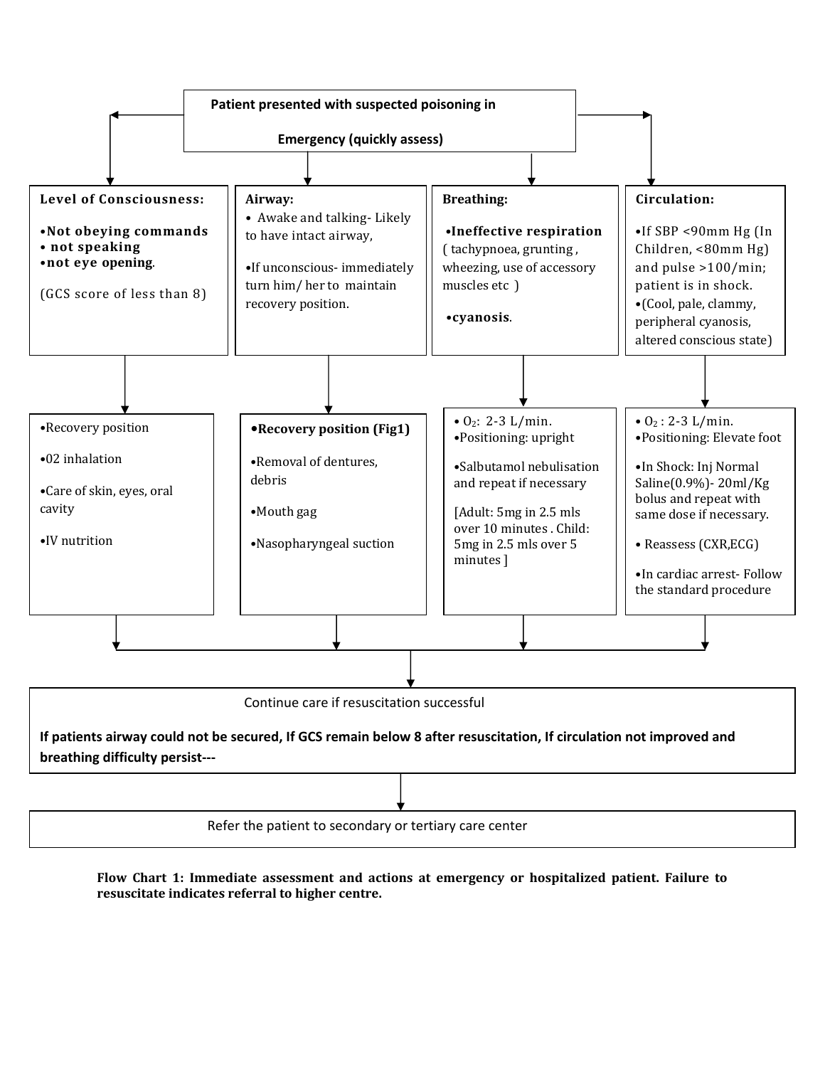**Patient presented with suspected poisoning in Emergency (quickly assess)**

**Level of Consciousness:**

- **Not obeying commands**
- **not speaking**
- **not eye opening**.

(GCS score of less than 8)

↓

- Recovery position
- 02 inhalation
- Care of skin, eyes, oral cavity
- IV nutrition

**Airway:**

- Awake and talking- Likely to have intact airway,
- If unconscious- immediately turn him/ her to maintain recovery position.

↓

- **Recovery position (Fig1)**
- Removal of dentures, debris
- Mouth gag
- Nasopharyngeal suction

**Breathing:**

- **Ineffective respiration** ( tachypnoea, grunting , wheezing, use of accessory muscles etc )
- **cyanosis**.

↓

- $O_2$: 2-3 L/min.
- Positioning: upright
- Salbutamol nebulisation and repeat if necessary

[Adult: 5mg in 2.5 mls over 10 minutes . Child: 5mg in 2.5 mls over 5 minutes ]

**Circulation:**

- If SBP <90mm Hg (In Children, <80mm Hg) and pulse >100/min; patient is in shock.
- (Cool, pale, clammy, peripheral cyanosis, altered conscious state)

↓

- $O_2$ : 2-3 L/min.
- Positioning: Elevate foot
- In Shock: Inj Normal Saline(0.9%)- 20ml/Kg bolus and repeat with same dose if necessary.
- Reassess (CXR,ECG)
- In cardiac arrest- Follow the standard procedure

↓

Continue care if resuscitation successful

**If patients airway could not be secured, If GCS remain below 8 after resuscitation, If circulation not improved and breathing difficulty persist---**

↓

Refer the patient to secondary or tertiary care center

**Flow Chart 1: Immediate assessment and actions at emergency or hospitalized patient. Failure to resuscitate indicates referral to higher centre.**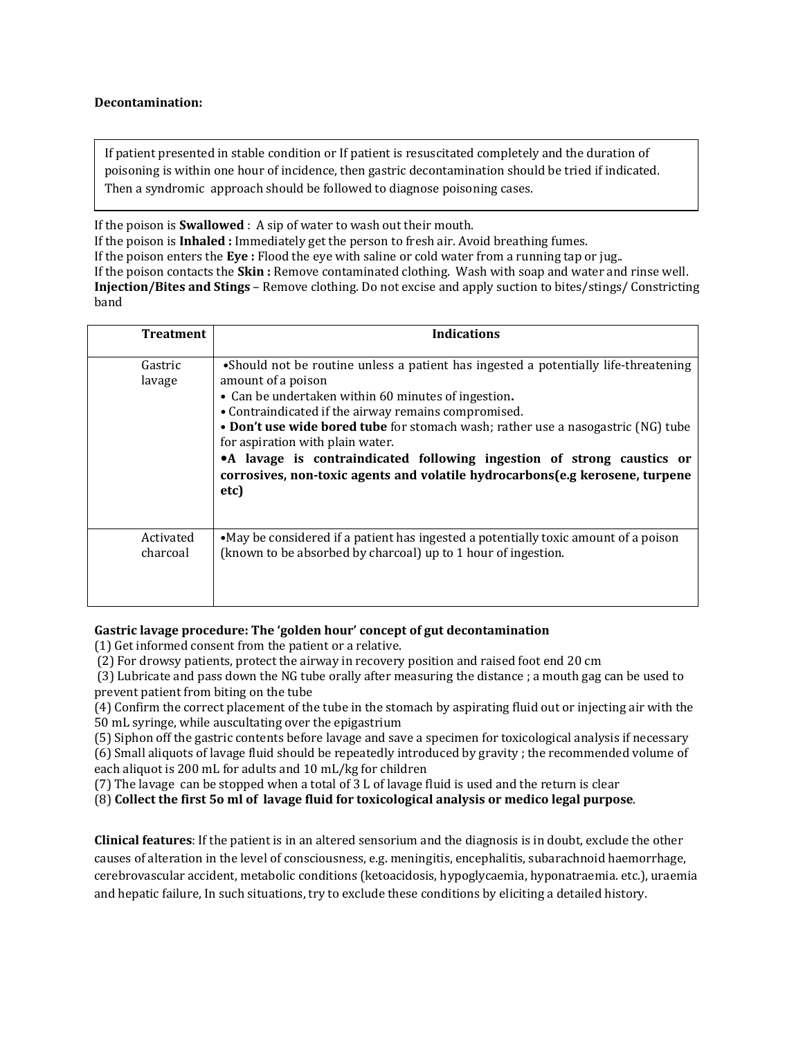**Decontamination:**

> If patient presented in stable condition or If patient is resuscitated completely and the duration of poisoning is within one hour of incidence, then gastric decontamination should be tried if indicated. Then a syndromic approach should be followed to diagnose poisoning cases.

If the poison is **Swallowed** : A sip of water to wash out their mouth.
If the poison is **Inhaled :** Immediately get the person to fresh air. Avoid breathing fumes.
If the poison enters the **Eye :** Flood the eye with saline or cold water from a running tap or jug..
If the poison contacts the **Skin :** Remove contaminated clothing. Wash with soap and water and rinse well.
**Injection/Bites and Stings** – Remove clothing. Do not excise and apply suction to bites/stings/ Constricting band

| Treatment | Indications |
|---|---|
| Gastric lavage | •Should not be routine unless a patient has ingested a potentially life-threatening amount of a poison<br>• Can be undertaken within 60 minutes of ingestion**.**<br>• Contraindicated if the airway remains compromised.<br>• **Don't use wide bored tube** for stomach wash; rather use a nasogastric (NG) tube for aspiration with plain water.<br>**•A lavage is contraindicated following ingestion of strong caustics or corrosives, non-toxic agents and volatile hydrocarbons(e.g kerosene, turpene etc)** |
| Activated charcoal | •May be considered if a patient has ingested a potentially toxic amount of a poison (known to be absorbed by charcoal) up to 1 hour of ingestion. |

**Gastric lavage procedure: The 'golden hour' concept of gut decontamination**

(1) Get informed consent from the patient or a relative.
(2) For drowsy patients, protect the airway in recovery position and raised foot end 20 cm
(3) Lubricate and pass down the NG tube orally after measuring the distance ; a mouth gag can be used to prevent patient from biting on the tube
(4) Confirm the correct placement of the tube in the stomach by aspirating fluid out or injecting air with the 50 mL syringe, while auscultating over the epigastrium
(5) Siphon off the gastric contents before lavage and save a specimen for toxicological analysis if necessary
(6) Small aliquots of lavage fluid should be repeatedly introduced by gravity ; the recommended volume of each aliquot is 200 mL for adults and 10 mL/kg for children
(7) The lavage can be stopped when a total of 3 L of lavage fluid is used and the return is clear
(8) **Collect the first 5o ml of lavage fluid for toxicological analysis or medico legal purpose**.

**Clinical features**: If the patient is in an altered sensorium and the diagnosis is in doubt, exclude the other causes of alteration in the level of consciousness, e.g. meningitis, encephalitis, subarachnoid haemorrhage, cerebrovascular accident, metabolic conditions (ketoacidosis, hypoglycaemia, hyponatraemia. etc.), uraemia and hepatic failure, In such situations, try to exclude these conditions by eliciting a detailed history.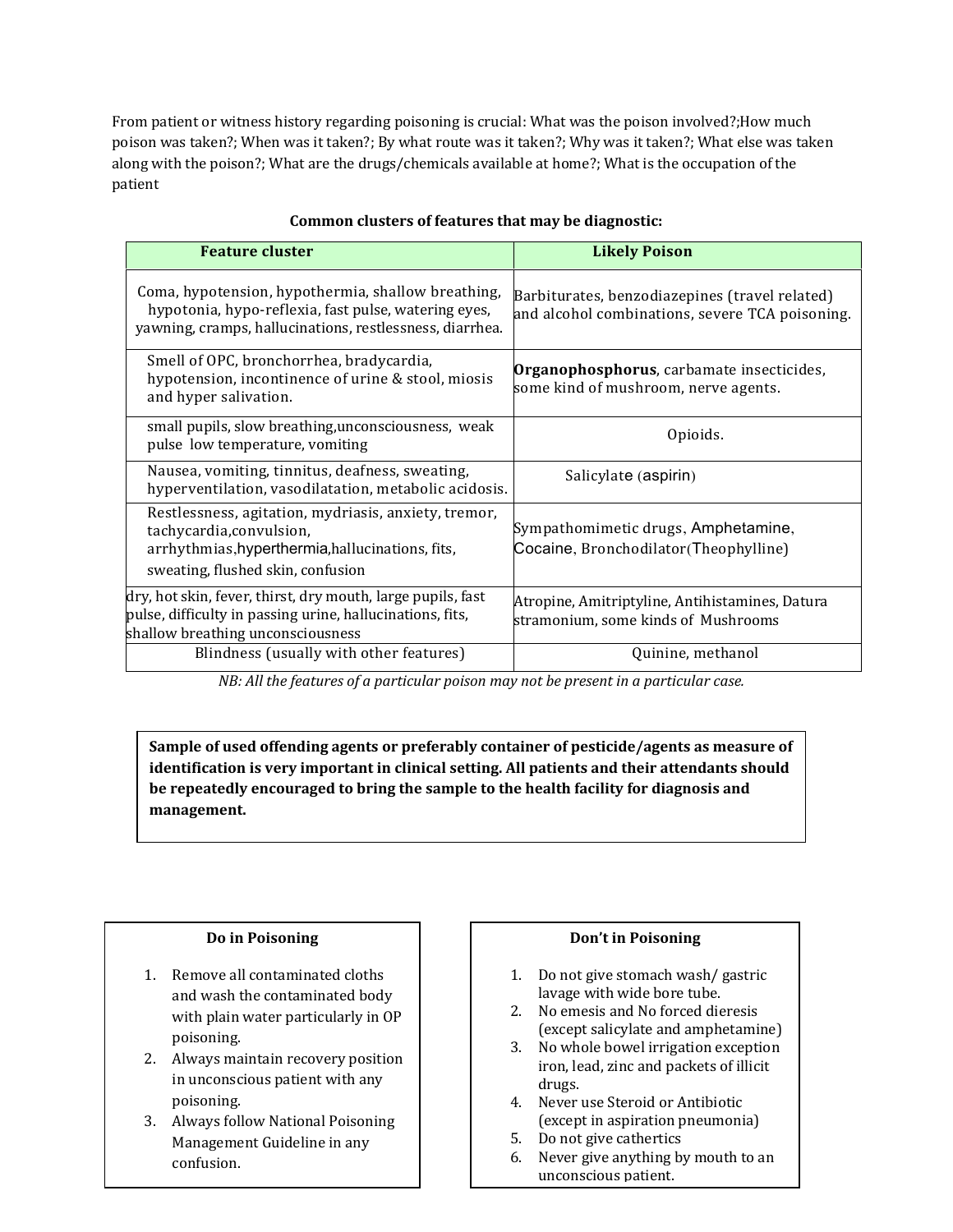From patient or witness history regarding poisoning is crucial: What was the poison involved?;How much poison was taken?; When was it taken?; By what route was it taken?; Why was it taken?; What else was taken along with the poison?; What are the drugs/chemicals available at home?; What is the occupation of the patient

**Common clusters of features that may be diagnostic:**

| Feature cluster | Likely Poison |
|---|---|
| Coma, hypotension, hypothermia, shallow breathing, hypotonia, hypo-reflexia, fast pulse, watering eyes, yawning, cramps, hallucinations, restlessness, diarrhea. | Barbiturates, benzodiazepines (travel related) and alcohol combinations, severe TCA poisoning. |
| Smell of OPC, bronchorrhea, bradycardia, hypotension, incontinence of urine & stool, miosis and hyper salivation. | **Organophosphorus**, carbamate insecticides, some kind of mushroom, nerve agents. |
| small pupils, slow breathing,unconsciousness, weak pulse low temperature, vomiting | Opioids. |
| Nausea, vomiting, tinnitus, deafness, sweating, hyperventilation, vasodilatation, metabolic acidosis. | Salicylate (aspirin) |
| Restlessness, agitation, mydriasis, anxiety, tremor, tachycardia,convulsion, arrhythmias,hyperthermia,hallucinations, fits, sweating, flushed skin, confusion | Sympathomimetic drugs, Amphetamine, Cocaine, Bronchodilator(Theophylline) |
| dry, hot skin, fever, thirst, dry mouth, large pupils, fast pulse, difficulty in passing urine, hallucinations, fits, shallow breathing unconsciousness | Atropine, Amitriptyline, Antihistamines, Datura stramonium, some kinds of Mushrooms |
| Blindness (usually with other features) | Quinine, methanol |

*NB: All the features of a particular poison may not be present in a particular case.*

**Sample of used offending agents or preferably container of pesticide/agents as measure of identification is very important in clinical setting. All patients and their attendants should be repeatedly encouraged to bring the sample to the health facility for diagnosis and management.**

**Do in Poisoning**

1. Remove all contaminated cloths and wash the contaminated body with plain water particularly in OP poisoning.
2. Always maintain recovery position in unconscious patient with any poisoning.
3. Always follow National Poisoning Management Guideline in any confusion.

**Don't in Poisoning**

1. Do not give stomach wash/ gastric lavage with wide bore tube.
2. No emesis and No forced dieresis (except salicylate and amphetamine)
3. No whole bowel irrigation exception iron, lead, zinc and packets of illicit drugs.
4. Never use Steroid or Antibiotic (except in aspiration pneumonia)
5. Do not give cathertics
6. Never give anything by mouth to an unconscious patient.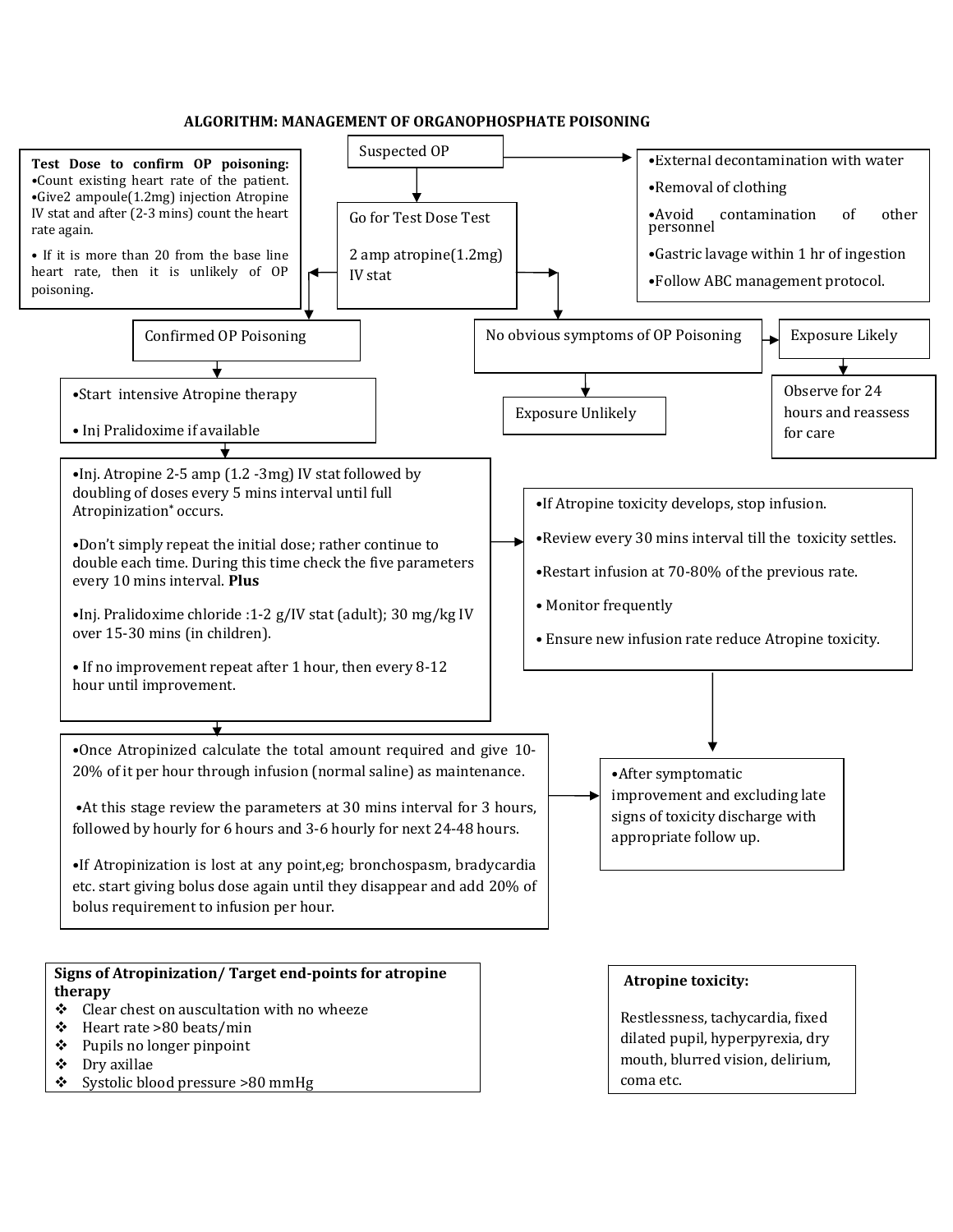## ALGORITHM: MANAGEMENT OF ORGANOPHOSPHATE POISONING

**Suspected OP**

**External measures:**

- External decontamination with water
- Removal of clothing
- Avoid contamination of other personnel
- Gastric lavage within 1 hr of ingestion
- Follow ABC management protocol.

**Test Dose to confirm OP poisoning:**

- Count existing heart rate of the patient.
- Give2 ampoule(1.2mg) injection Atropine IV stat and after (2-3 mins) count the heart rate again.
- If it is more than 20 from the base line heart rate, then it is unlikely of OP poisoning.

**Go for Test Dose Test**

2 amp atropine(1.2mg) IV stat

**No obvious symptoms of OP Poisoning**

- Exposure Unlikely
- Exposure Likely → Observe for 24 hours and reassess for care

**Confirmed OP Poisoning**

- Start intensive Atropine therapy
- Inj Pralidoxime if available

**Then:**

- Inj. Atropine 2-5 amp (1.2 -3mg) IV stat followed by doubling of doses every 5 mins interval until full Atropinization* occurs.
- Don't simply repeat the initial dose; rather continue to double each time. During this time check the five parameters every 10 mins interval. **Plus**
- Inj. Pralidoxime chloride :1-2 g/IV stat (adult); 30 mg/kg IV over 15-30 mins (in children).
- If no improvement repeat after 1 hour, then every 8-12 hour until improvement.

**If Atropine toxicity develops:**

- If Atropine toxicity develops, stop infusion.
- Review every 30 mins interval till the toxicity settles.
- Restart infusion at 70-80% of the previous rate.
- Monitor frequently
- Ensure new infusion rate reduce Atropine toxicity.

**Maintenance:**

- Once Atropinized calculate the total amount required and give 10-20% of it per hour through infusion (normal saline) as maintenance.
- At this stage review the parameters at 30 mins interval for 3 hours, followed by hourly for 6 hours and 3-6 hourly for next 24-48 hours.
- If Atropinization is lost at any point,eg; bronchospasm, bradycardia etc. start giving bolus dose again until they disappear and add 20% of bolus requirement to infusion per hour.

**Discharge:**

- After symptomatic improvement and excluding late signs of toxicity discharge with appropriate follow up.

**Signs of Atropinization/ Target end-points for atropine therapy**

- Clear chest on auscultation with no wheeze
- Heart rate >80 beats/min
- Pupils no longer pinpoint
- Dry axillae
- Systolic blood pressure >80 mmHg

**Atropine toxicity:**

Restlessness, tachycardia, fixed dilated pupil, hyperpyrexia, dry mouth, blurred vision, delirium, coma etc.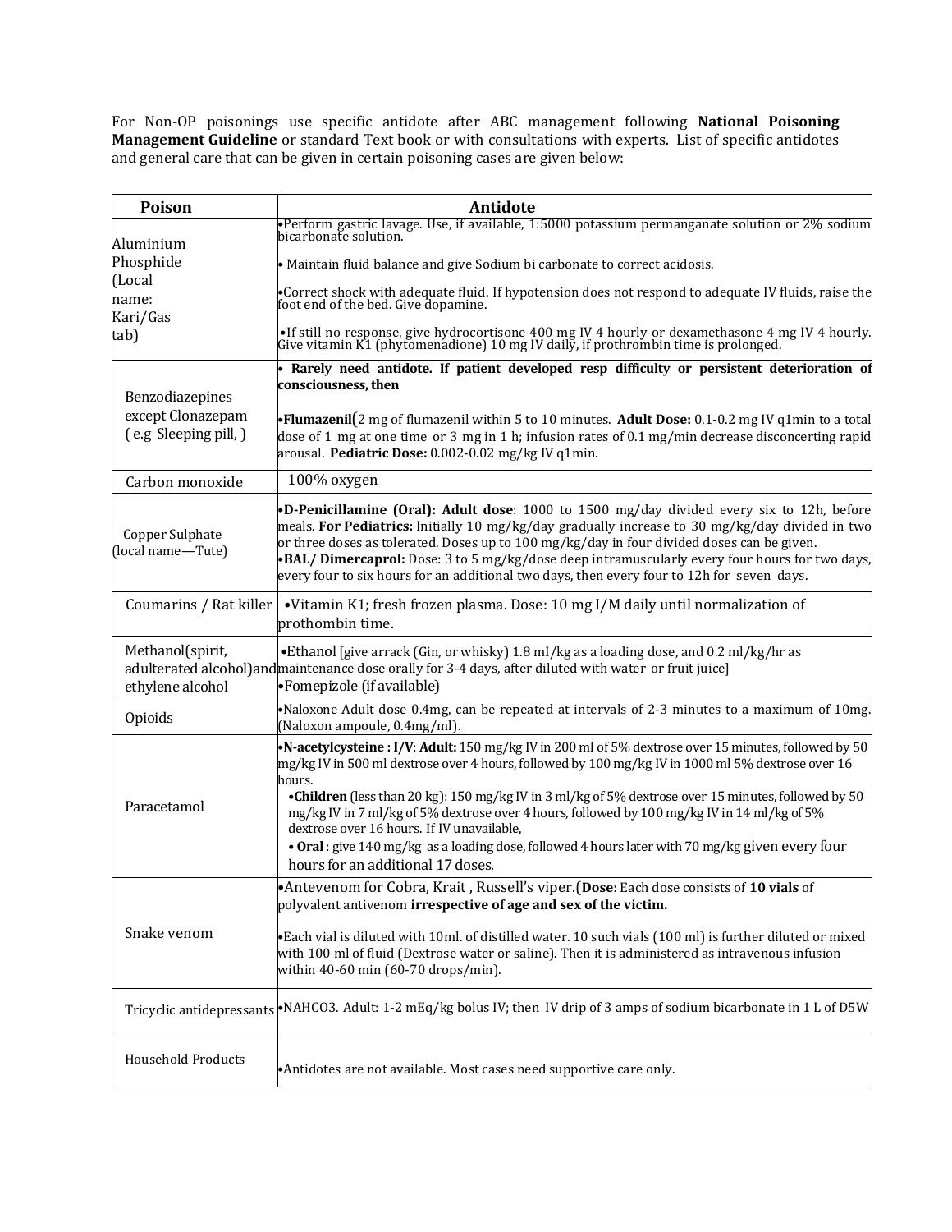For Non-OP poisonings use specific antidote after ABC management following **National Poisoning Management Guideline** or standard Text book or with consultations with experts. List of specific antidotes and general care that can be given in certain poisoning cases are given below:

| Poison | Antidote |
|---|---|
| Aluminium Phosphide (Local name: Kari/Gas tab) | •Perform gastric lavage. Use, if available, 1:5000 potassium permanganate solution or 2% sodium bicarbonate solution.<br>• Maintain fluid balance and give Sodium bi carbonate to correct acidosis.<br>•Correct shock with adequate fluid. If hypotension does not respond to adequate IV fluids, raise the foot end of the bed. Give dopamine.<br>•If still no response, give hydrocortisone 400 mg IV 4 hourly or dexamethasone 4 mg IV 4 hourly. Give vitamin K1 (phytomenadione) 10 mg IV daily, if prothrombin time is prolonged. |
| Benzodiazepines except Clonazepam ( e.g Sleeping pill, ) | • **Rarely need antidote. If patient developed resp difficulty or persistent deterioration of consciousness, then**<br>•**Flumazenil**(2 mg of flumazenil within 5 to 10 minutes. **Adult Dose:** 0.1-0.2 mg IV q1min to a total dose of 1 mg at one time or 3 mg in 1 h; infusion rates of 0.1 mg/min decrease disconcerting rapid arousal. **Pediatric Dose:** 0.002-0.02 mg/kg IV q1min. |
| Carbon monoxide | 100% oxygen |
| Copper Sulphate (local name—Tute) | •**D-Penicillamine (Oral): Adult dose**: 1000 to 1500 mg/day divided every six to 12h, before meals. **For Pediatrics:** Initially 10 mg/kg/day gradually increase to 30 mg/kg/day divided in two or three doses as tolerated. Doses up to 100 mg/kg/day in four divided doses can be given.<br>•**BAL/ Dimercaprol:** Dose: 3 to 5 mg/kg/dose deep intramuscularly every four hours for two days, every four to six hours for an additional two days, then every four to 12h for seven days. |
| Coumarins / Rat killer | •Vitamin K1; fresh frozen plasma. Dose: 10 mg I/M daily until normalization of prothombin time. |
| Methanol(spirit, adulterated alcohol)and ethylene alcohol | •Ethanol [give arrack (Gin, or whisky) 1.8 ml/kg as a loading dose, and 0.2 ml/kg/hr as maintenance dose orally for 3-4 days, after diluted with water or fruit juice]<br>•Fomepizole (if available) |
| Opioids | •Naloxone Adult dose 0.4mg, can be repeated at intervals of 2-3 minutes to a maximum of 10mg. (Naloxon ampoule, 0.4mg/ml). |
| Paracetamol | •**N-acetylcysteine : I/V**: **Adult:** 150 mg/kg IV in 200 ml of 5% dextrose over 15 minutes, followed by 50 mg/kg IV in 500 ml dextrose over 4 hours, followed by 100 mg/kg IV in 1000 ml 5% dextrose over 16 hours.<br>•**Children** (less than 20 kg): 150 mg/kg IV in 3 ml/kg of 5% dextrose over 15 minutes, followed by 50 mg/kg IV in 7 ml/kg of 5% dextrose over 4 hours, followed by 100 mg/kg IV in 14 ml/kg of 5% dextrose over 16 hours. If IV unavailable,<br>• **Oral** : give 140 mg/kg as a loading dose, followed 4 hours later with 70 mg/kg given every four hours for an additional 17 doses. |
| Snake venom | •Antevenom for Cobra, Krait , Russell's viper.(**Dose:** Each dose consists of **10 vials** of polyvalent antivenom **irrespective of age and sex of the victim.**<br>•Each vial is diluted with 10ml. of distilled water. 10 such vials (100 ml) is further diluted or mixed with 100 ml of fluid (Dextrose water or saline). Then it is administered as intravenous infusion within 40-60 min (60-70 drops/min). |
| Tricyclic antidepressants | •NAHCO3. Adult: 1-2 mEq/kg bolus IV; then IV drip of 3 amps of sodium bicarbonate in 1 L of D5W |
| Household Products | •Antidotes are not available. Most cases need supportive care only. |